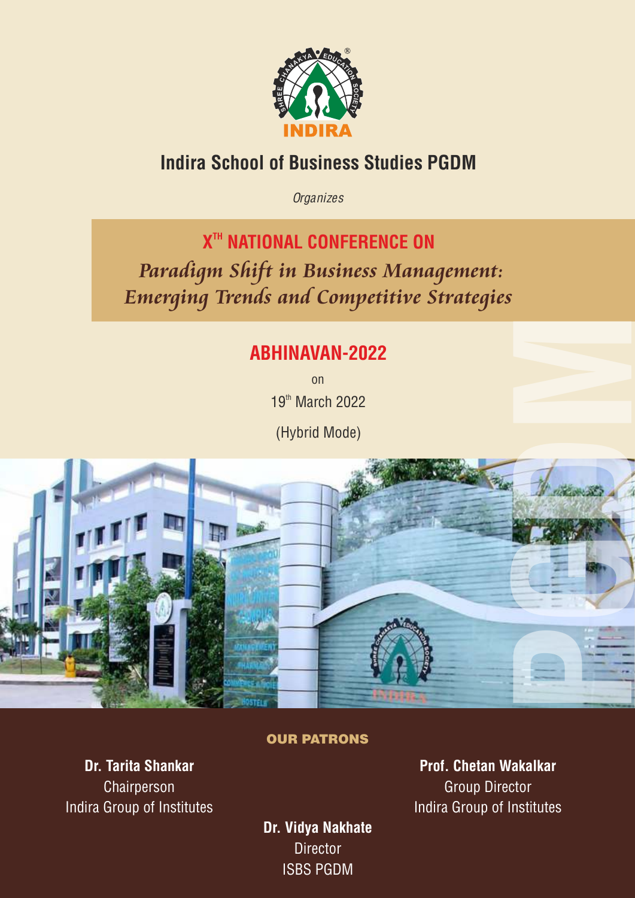INDIRA

# Indira School of Business Studies PGDM

*Organizes*

## X[TH] NATIONAL CONFERENCE ON

## *Paradigm Shift in Business Management: Emerging Trends and Competitive Strategies*

## ABHINAVAN-2022

on

19[th] March 2022

(Hybrid Mode)

### OUR PATRONS

**Dr. Tarita Shankar**
Chairperson
Indira Group of Institutes

**Prof. Chetan Wakalkar**
Group Director
Indira Group of Institutes

**Dr. Vidya Nakhate**
Director
ISBS PGDM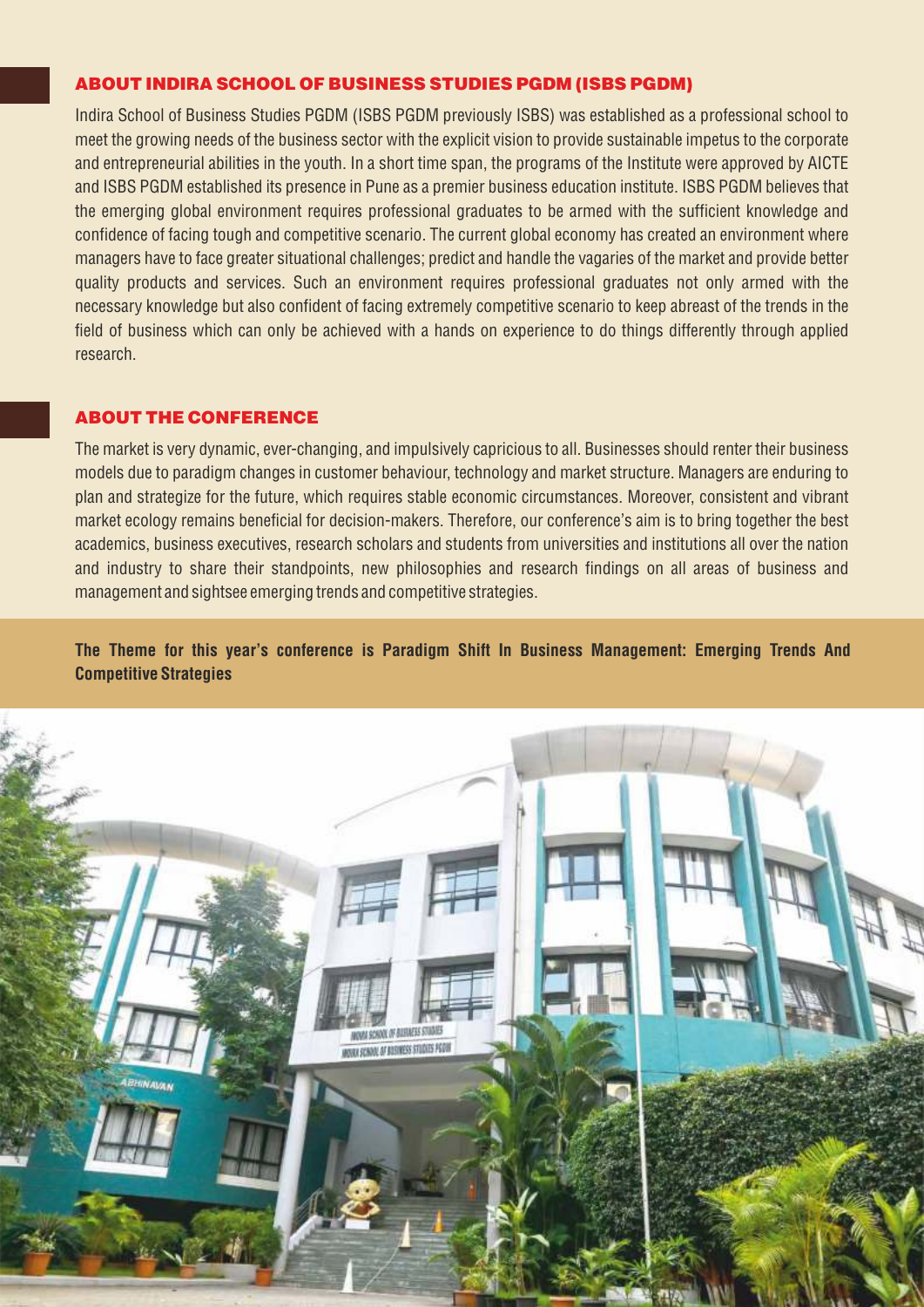## ABOUT INDIRA SCHOOL OF BUSINESS STUDIES PGDM (ISBS PGDM)

Indira School of Business Studies PGDM (ISBS PGDM previously ISBS) was established as a professional school to meet the growing needs of the business sector with the explicit vision to provide sustainable impetus to the corporate and entrepreneurial abilities in the youth. In a short time span, the programs of the Institute were approved by AICTE and ISBS PGDM established its presence in Pune as a premier business education institute. ISBS PGDM believes that the emerging global environment requires professional graduates to be armed with the sufficient knowledge and confidence of facing tough and competitive scenario. The current global economy has created an environment where managers have to face greater situational challenges; predict and handle the vagaries of the market and provide better quality products and services. Such an environment requires professional graduates not only armed with the necessary knowledge but also confident of facing extremely competitive scenario to keep abreast of the trends in the field of business which can only be achieved with a hands on experience to do things differently through applied research.

## ABOUT THE CONFERENCE

The market is very dynamic, ever-changing, and impulsively capricious to all. Businesses should renter their business models due to paradigm changes in customer behaviour, technology and market structure. Managers are enduring to plan and strategize for the future, which requires stable economic circumstances. Moreover, consistent and vibrant market ecology remains beneficial for decision-makers. Therefore, our conference's aim is to bring together the best academics, business executives, research scholars and students from universities and institutions all over the nation and industry to share their standpoints, new philosophies and research findings on all areas of business and management and sightsee emerging trends and competitive strategies.

**The Theme for this year's conference is Paradigm Shift In Business Management: Emerging Trends And Competitive Strategies**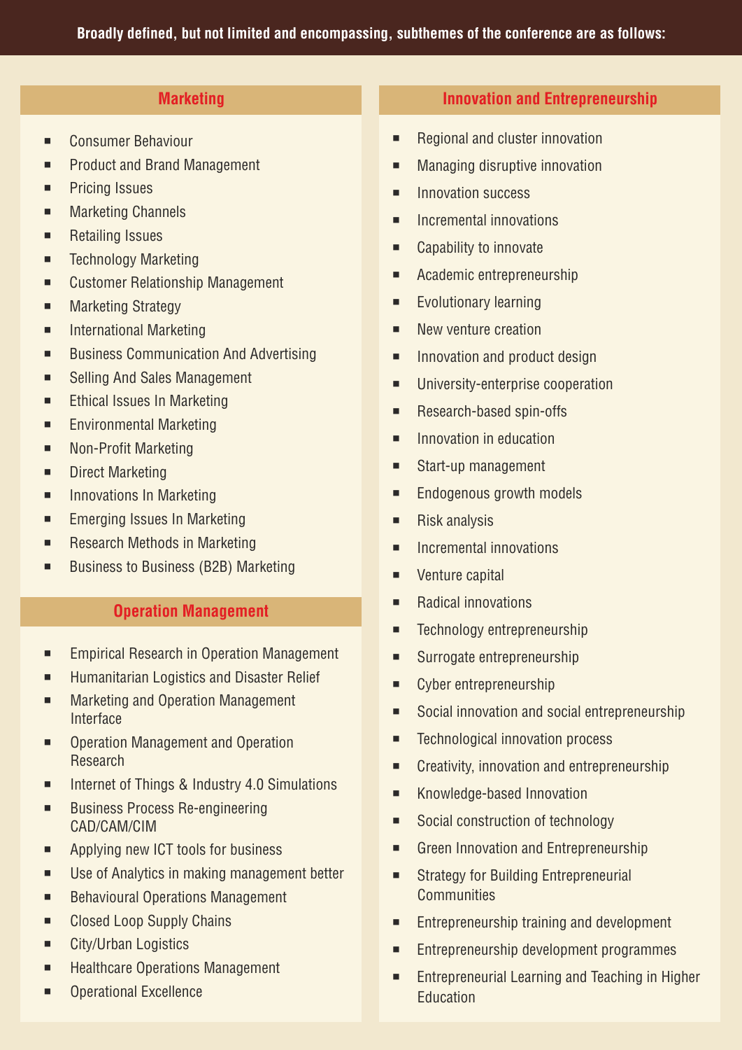**Broadly defined, but not limited and encompassing, subthemes of the conference are as follows:**

## Marketing

- Consumer Behaviour
- Product and Brand Management
- Pricing Issues
- Marketing Channels
- Retailing Issues
- Technology Marketing
- Customer Relationship Management
- Marketing Strategy
- International Marketing
- Business Communication And Advertising
- Selling And Sales Management
- Ethical Issues In Marketing
- Environmental Marketing
- Non-Profit Marketing
- Direct Marketing
- Innovations In Marketing
- Emerging Issues In Marketing
- Research Methods in Marketing
- Business to Business (B2B) Marketing

## Operation Management

- Empirical Research in Operation Management
- Humanitarian Logistics and Disaster Relief
- Marketing and Operation Management Interface
- Operation Management and Operation Research
- Internet of Things & Industry 4.0 Simulations
- Business Process Re-engineering CAD/CAM/CIM
- Applying new ICT tools for business
- Use of Analytics in making management better
- Behavioural Operations Management
- Closed Loop Supply Chains
- City/Urban Logistics
- Healthcare Operations Management
- Operational Excellence

## Innovation and Entrepreneurship

- Regional and cluster innovation
- Managing disruptive innovation
- Innovation success
- Incremental innovations
- Capability to innovate
- Academic entrepreneurship
- Evolutionary learning
- New venture creation
- Innovation and product design
- University-enterprise cooperation
- Research-based spin-offs
- Innovation in education
- Start-up management
- Endogenous growth models
- Risk analysis
- Incremental innovations
- Venture capital
- Radical innovations
- Technology entrepreneurship
- Surrogate entrepreneurship
- Cyber entrepreneurship
- Social innovation and social entrepreneurship
- Technological innovation process
- Creativity, innovation and entrepreneurship
- Knowledge-based Innovation
- Social construction of technology
- Green Innovation and Entrepreneurship
- Strategy for Building Entrepreneurial Communities
- Entrepreneurship training and development
- Entrepreneurship development programmes
- Entrepreneurial Learning and Teaching in Higher Education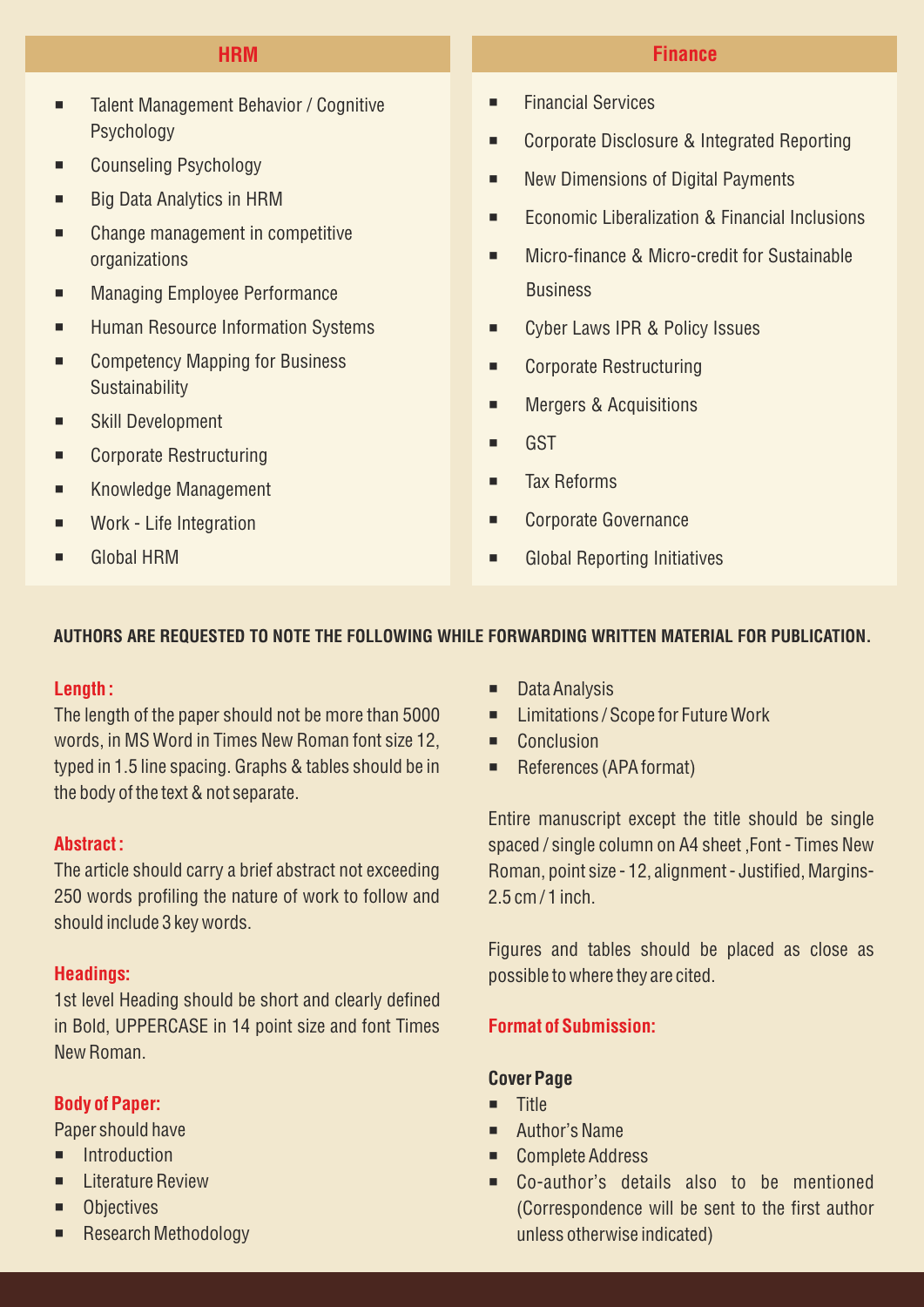## HRM

- Talent Management Behavior / Cognitive Psychology
- Counseling Psychology
- Big Data Analytics in HRM
- Change management in competitive organizations
- Managing Employee Performance
- Human Resource Information Systems
- Competency Mapping for Business Sustainability
- Skill Development
- Corporate Restructuring
- Knowledge Management
- Work - Life Integration
- Global HRM

## Finance

- Financial Services
- Corporate Disclosure & Integrated Reporting
- New Dimensions of Digital Payments
- Economic Liberalization & Financial Inclusions
- Micro-finance & Micro-credit for Sustainable Business
- Cyber Laws IPR & Policy Issues
- Corporate Restructuring
- Mergers & Acquisitions
- GST
- Tax Reforms
- Corporate Governance
- Global Reporting Initiatives

**AUTHORS ARE REQUESTED TO NOTE THE FOLLOWING WHILE FORWARDING WRITTEN MATERIAL FOR PUBLICATION.**

### Length :

The length of the paper should not be more than 5000 words, in MS Word in Times New Roman font size 12, typed in 1.5 line spacing. Graphs & tables should be in the body of the text & not separate.

### Abstract :

The article should carry a brief abstract not exceeding 250 words profiling the nature of work to follow and should include 3 key words.

### Headings:

1st level Heading should be short and clearly defined in Bold, UPPERCASE in 14 point size and font Times New Roman.

### Body of Paper:

Paper should have

- Introduction
- Literature Review
- Objectives
- Research Methodology
- Data Analysis
- Limitations / Scope for Future Work
- Conclusion
- References (APA format)

Entire manuscript except the title should be single spaced / single column on A4 sheet ,Font - Times New Roman, point size - 12, alignment - Justified, Margins- 2.5 cm / 1 inch.

Figures and tables should be placed as close as possible to where they are cited.

### Format of Submission:

**Cover Page**

- Title
- Author's Name
- Complete Address
- Co-author's details also to be mentioned (Correspondence will be sent to the first author unless otherwise indicated)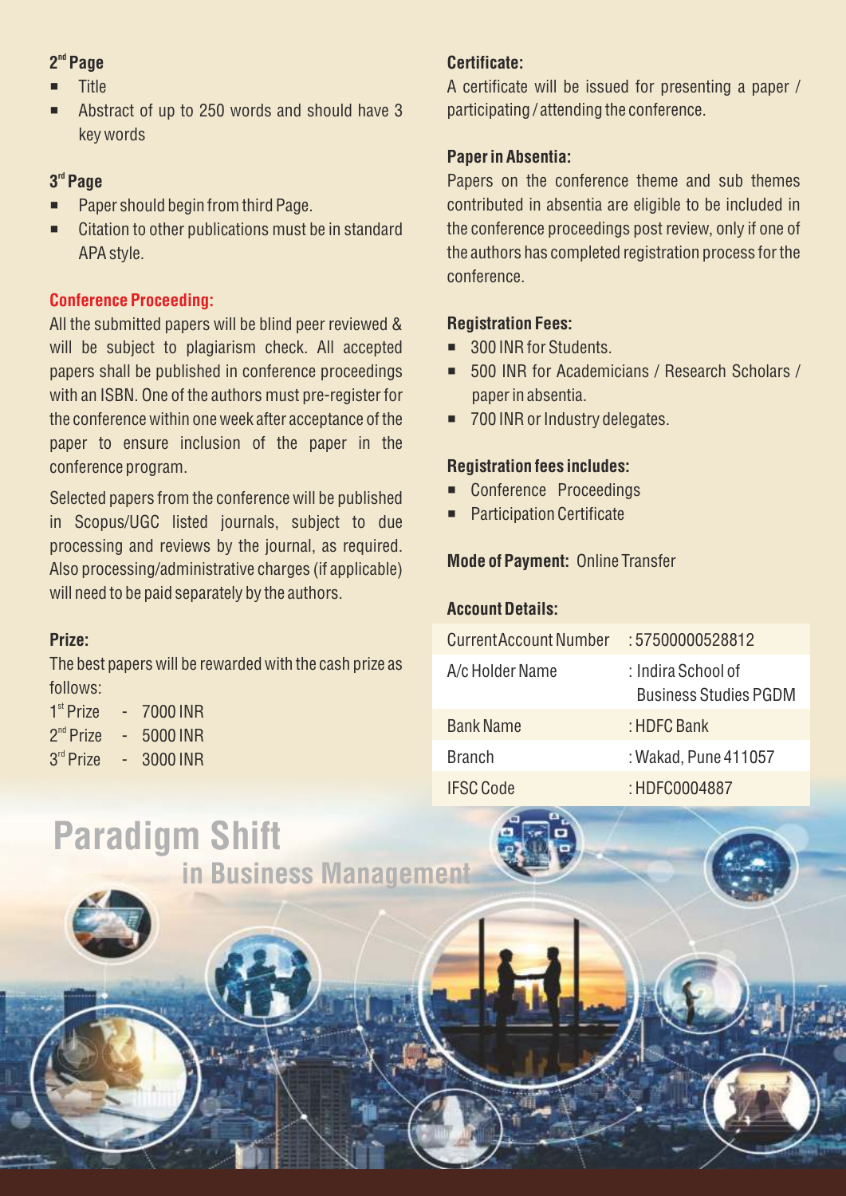### 2nd Page

- Title
- Abstract of up to 250 words and should have 3 key words

### 3rd Page

- Paper should begin from third Page.
- Citation to other publications must be in standard APA style.

### Conference Proceeding:

All the submitted papers will be blind peer reviewed & will be subject to plagiarism check. All accepted papers shall be published in conference proceedings with an ISBN. One of the authors must pre-register for the conference within one week after acceptance of the paper to ensure inclusion of the paper in the conference program.

Selected papers from the conference will be published in Scopus/UGC listed journals, subject to due processing and reviews by the journal, as required. Also processing/administrative charges (if applicable) will need to be paid separately by the authors.

### Prize:

The best papers will be rewarded with the cash prize as follows:

1st Prize - 7000 INR
2nd Prize - 5000 INR
3rd Prize - 3000 INR

### Certificate:

A certificate will be issued for presenting a paper / participating / attending the conference.

### Paper in Absentia:

Papers on the conference theme and sub themes contributed in absentia are eligible to be included in the conference proceedings post review, only if one of the authors has completed registration process for the conference.

### Registration Fees:

- 300 INR for Students.
- 500 INR for Academicians / Research Scholars / paper in absentia.
- 700 INR or Industry delegates.

### Registration fees includes:

- Conference Proceedings
- Participation Certificate

**Mode of Payment:** Online Transfer

### Account Details:

| | |
|---|---|
| Current Account Number | : 57500000528812 |
| A/c Holder Name | : Indira School of Business Studies PGDM |
| Bank Name | : HDFC Bank |
| Branch | : Wakad, Pune 411057 |
| IFSC Code | : HDFC0004887 |

# Paradigm Shift
## in Business Management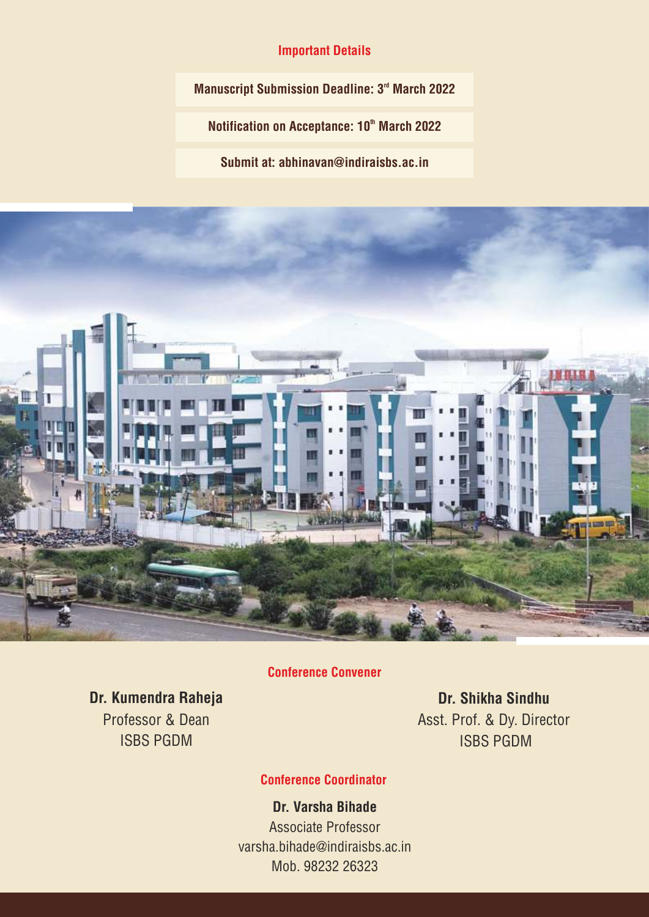## Important Details

**Manuscript Submission Deadline: 3rd March 2022**

**Notification on Acceptance: 10th March 2022**

**Submit at: abhinavan@indiraisbs.ac.in**

## Conference Convener

**Dr. Kumendra Raheja**
Professor & Dean
ISBS PGDM

**Dr. Shikha Sindhu**
Asst. Prof. & Dy. Director
ISBS PGDM

## Conference Coordinator

**Dr. Varsha Bihade**
Associate Professor
varsha.bihade@indiraisbs.ac.in
Mob. 98232 26323